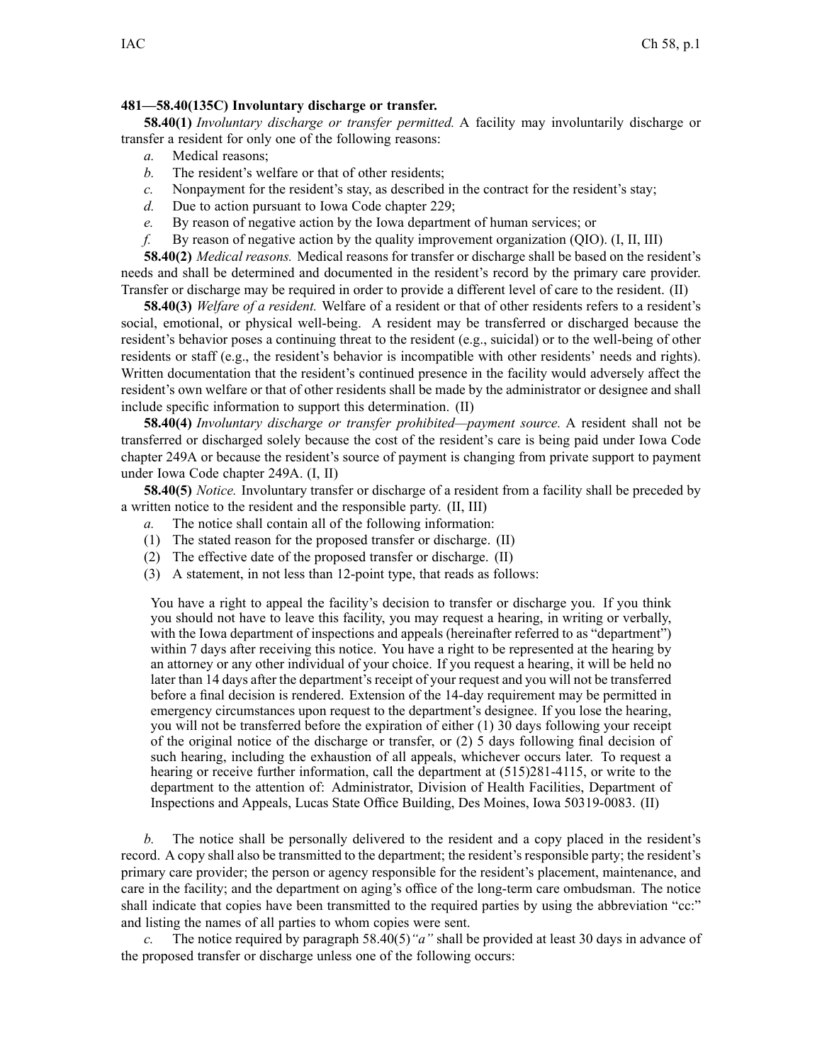**481—58.40(135C) Involuntary discharge or transfer.**

**58.40(1)** *Involuntary discharge or transfer permitted.* A facility may involuntarily discharge or transfer a resident for only one of the following reasons:

*a.* Medical reasons;

*b.* The resident's welfare or that of other residents;

*c.* Nonpayment for the resident's stay, as described in the contract for the resident's stay;

*d.* Due to action pursuant to Iowa Code chapter 229;

*e.* By reason of negative action by the Iowa department of human services; or

*f.* By reason of negative action by the quality improvement organization (QIO). (I, II, III)

**58.40(2)** *Medical reasons.* Medical reasons for transfer or discharge shall be based on the resident's needs and shall be determined and documented in the resident's record by the primary care provider. Transfer or discharge may be required in order to provide a different level of care to the resident. (II)

**58.40(3)** *Welfare of a resident.* Welfare of a resident or that of other residents refers to a resident's social, emotional, or physical well-being. A resident may be transferred or discharged because the resident's behavior poses a continuing threat to the resident (e.g., suicidal) or to the well-being of other residents or staff (e.g., the resident's behavior is incompatible with other residents' needs and rights). Written documentation that the resident's continued presence in the facility would adversely affect the resident's own welfare or that of other residents shall be made by the administrator or designee and shall include specific information to support this determination. (II)

**58.40(4)** *Involuntary discharge or transfer prohibited—payment source.* A resident shall not be transferred or discharged solely because the cost of the resident's care is being paid under Iowa Code chapter 249A or because the resident's source of payment is changing from private support to payment under Iowa Code chapter 249A. (I, II)

**58.40(5)** *Notice.* Involuntary transfer or discharge of a resident from a facility shall be preceded by a written notice to the resident and the responsible party. (II, III)

*a.* The notice shall contain all of the following information:

(1) The stated reason for the proposed transfer or discharge. (II)

(2) The effective date of the proposed transfer or discharge. (II)

(3) A statement, in not less than 12-point type, that reads as follows:

> You have a right to appeal the facility's decision to transfer or discharge you. If you think you should not have to leave this facility, you may request a hearing, in writing or verbally, with the Iowa department of inspections and appeals (hereinafter referred to as "department") within 7 days after receiving this notice. You have a right to be represented at the hearing by an attorney or any other individual of your choice. If you request a hearing, it will be held no later than 14 days after the department's receipt of your request and you will not be transferred before a final decision is rendered. Extension of the 14-day requirement may be permitted in emergency circumstances upon request to the department's designee. If you lose the hearing, you will not be transferred before the expiration of either (1) 30 days following your receipt of the original notice of the discharge or transfer, or (2) 5 days following final decision of such hearing, including the exhaustion of all appeals, whichever occurs later. To request a hearing or receive further information, call the department at (515)281-4115, or write to the department to the attention of: Administrator, Division of Health Facilities, Department of Inspections and Appeals, Lucas State Office Building, Des Moines, Iowa 50319-0083. (II)

*b.* The notice shall be personally delivered to the resident and a copy placed in the resident's record. A copy shall also be transmitted to the department; the resident's responsible party; the resident's primary care provider; the person or agency responsible for the resident's placement, maintenance, and care in the facility; and the department on aging's office of the long-term care ombudsman. The notice shall indicate that copies have been transmitted to the required parties by using the abbreviation "cc:" and listing the names of all parties to whom copies were sent.

*c.* The notice required by paragraph 58.40(5)*"a"* shall be provided at least 30 days in advance of the proposed transfer or discharge unless one of the following occurs: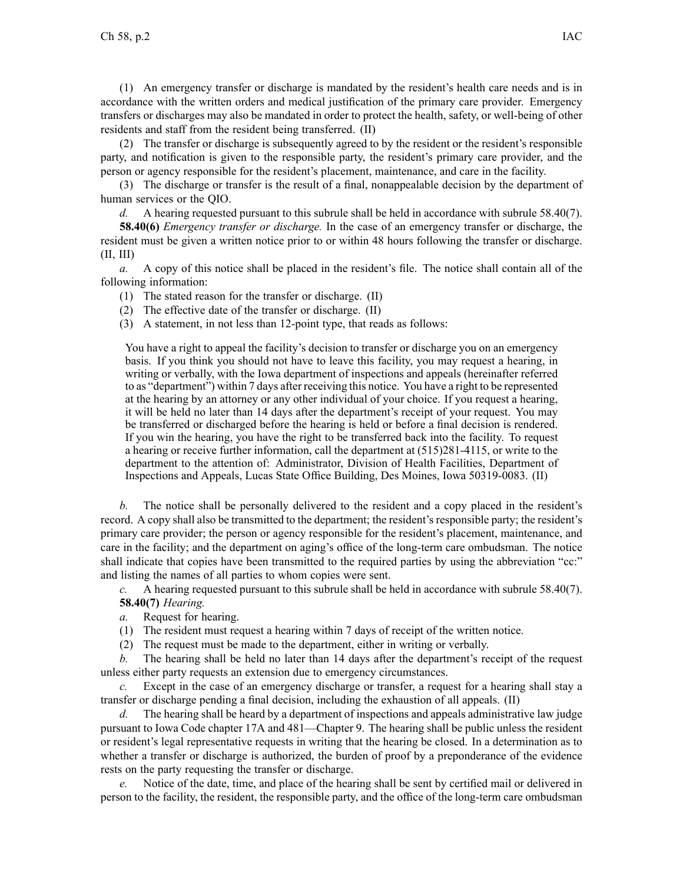(1) An emergency transfer or discharge is mandated by the resident's health care needs and is in accordance with the written orders and medical justification of the primary care provider. Emergency transfers or discharges may also be mandated in order to protect the health, safety, or well-being of other residents and staff from the resident being transferred. (II)

(2) The transfer or discharge is subsequently agreed to by the resident or the resident's responsible party, and notification is given to the responsible party, the resident's primary care provider, and the person or agency responsible for the resident's placement, maintenance, and care in the facility.

(3) The discharge or transfer is the result of a final, nonappealable decision by the department of human services or the QIO.

*d.* A hearing requested pursuant to this subrule shall be held in accordance with subrule 58.40(7).

**58.40(6)** *Emergency transfer or discharge.* In the case of an emergency transfer or discharge, the resident must be given a written notice prior to or within 48 hours following the transfer or discharge. (II, III)

*a.* A copy of this notice shall be placed in the resident's file. The notice shall contain all of the following information:

(1) The stated reason for the transfer or discharge. (II)

(2) The effective date of the transfer or discharge. (II)

(3) A statement, in not less than 12-point type, that reads as follows:

> You have a right to appeal the facility's decision to transfer or discharge you on an emergency basis. If you think you should not have to leave this facility, you may request a hearing, in writing or verbally, with the Iowa department of inspections and appeals (hereinafter referred to as "department") within 7 days after receiving this notice. You have a right to be represented at the hearing by an attorney or any other individual of your choice. If you request a hearing, it will be held no later than 14 days after the department's receipt of your request. You may be transferred or discharged before the hearing is held or before a final decision is rendered. If you win the hearing, you have the right to be transferred back into the facility. To request a hearing or receive further information, call the department at (515)281-4115, or write to the department to the attention of: Administrator, Division of Health Facilities, Department of Inspections and Appeals, Lucas State Office Building, Des Moines, Iowa 50319-0083. (II)

*b.* The notice shall be personally delivered to the resident and a copy placed in the resident's record. A copy shall also be transmitted to the department; the resident's responsible party; the resident's primary care provider; the person or agency responsible for the resident's placement, maintenance, and care in the facility; and the department on aging's office of the long-term care ombudsman. The notice shall indicate that copies have been transmitted to the required parties by using the abbreviation "cc:" and listing the names of all parties to whom copies were sent.

*c.* A hearing requested pursuant to this subrule shall be held in accordance with subrule 58.40(7).

**58.40(7)** *Hearing.*

*a.* Request for hearing.

(1) The resident must request a hearing within 7 days of receipt of the written notice.

(2) The request must be made to the department, either in writing or verbally.

*b.* The hearing shall be held no later than 14 days after the department's receipt of the request unless either party requests an extension due to emergency circumstances.

*c.* Except in the case of an emergency discharge or transfer, a request for a hearing shall stay a transfer or discharge pending a final decision, including the exhaustion of all appeals. (II)

*d.* The hearing shall be heard by a department of inspections and appeals administrative law judge pursuant to Iowa Code chapter 17A and 481—Chapter 9. The hearing shall be public unless the resident or resident's legal representative requests in writing that the hearing be closed. In a determination as to whether a transfer or discharge is authorized, the burden of proof by a preponderance of the evidence rests on the party requesting the transfer or discharge.

*e.* Notice of the date, time, and place of the hearing shall be sent by certified mail or delivered in person to the facility, the resident, the responsible party, and the office of the long-term care ombudsman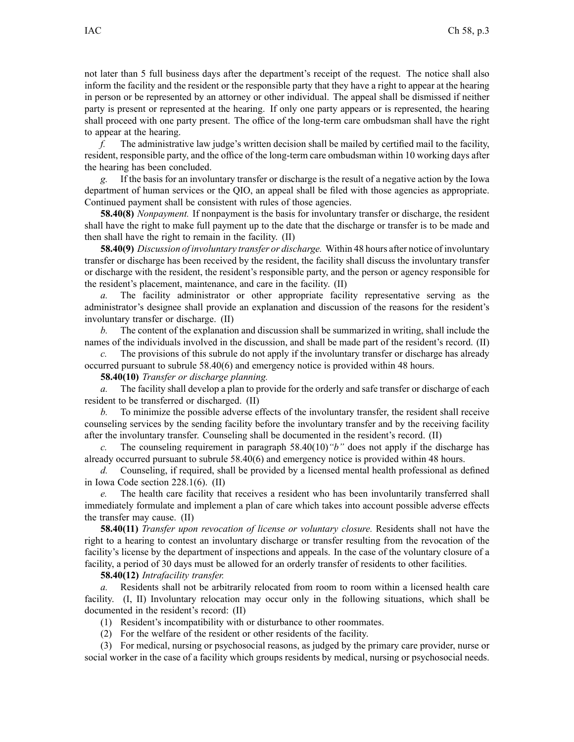not later than 5 full business days after the department's receipt of the request. The notice shall also inform the facility and the resident or the responsible party that they have a right to appear at the hearing in person or be represented by an attorney or other individual. The appeal shall be dismissed if neither party is present or represented at the hearing. If only one party appears or is represented, the hearing shall proceed with one party present. The office of the long-term care ombudsman shall have the right to appear at the hearing.

*f.* The administrative law judge's written decision shall be mailed by certified mail to the facility, resident, responsible party, and the office of the long-term care ombudsman within 10 working days after the hearing has been concluded.

*g.* If the basis for an involuntary transfer or discharge is the result of a negative action by the Iowa department of human services or the QIO, an appeal shall be filed with those agencies as appropriate. Continued payment shall be consistent with rules of those agencies.

**58.40(8)** *Nonpayment.* If nonpayment is the basis for involuntary transfer or discharge, the resident shall have the right to make full payment up to the date that the discharge or transfer is to be made and then shall have the right to remain in the facility. (II)

**58.40(9)** *Discussion of involuntary transfer or discharge.* Within 48 hours after notice of involuntary transfer or discharge has been received by the resident, the facility shall discuss the involuntary transfer or discharge with the resident, the resident's responsible party, and the person or agency responsible for the resident's placement, maintenance, and care in the facility. (II)

*a.* The facility administrator or other appropriate facility representative serving as the administrator's designee shall provide an explanation and discussion of the reasons for the resident's involuntary transfer or discharge. (II)

*b.* The content of the explanation and discussion shall be summarized in writing, shall include the names of the individuals involved in the discussion, and shall be made part of the resident's record. (II)

*c.* The provisions of this subrule do not apply if the involuntary transfer or discharge has already occurred pursuant to subrule 58.40(6) and emergency notice is provided within 48 hours.

**58.40(10)** *Transfer or discharge planning.*

*a.* The facility shall develop a plan to provide for the orderly and safe transfer or discharge of each resident to be transferred or discharged. (II)

*b.* To minimize the possible adverse effects of the involuntary transfer, the resident shall receive counseling services by the sending facility before the involuntary transfer and by the receiving facility after the involuntary transfer. Counseling shall be documented in the resident's record. (II)

*c.* The counseling requirement in paragraph 58.40(10)*"b"* does not apply if the discharge has already occurred pursuant to subrule 58.40(6) and emergency notice is provided within 48 hours.

*d.* Counseling, if required, shall be provided by a licensed mental health professional as defined in Iowa Code section 228.1(6). (II)

*e.* The health care facility that receives a resident who has been involuntarily transferred shall immediately formulate and implement a plan of care which takes into account possible adverse effects the transfer may cause. (II)

**58.40(11)** *Transfer upon revocation of license or voluntary closure.* Residents shall not have the right to a hearing to contest an involuntary discharge or transfer resulting from the revocation of the facility's license by the department of inspections and appeals. In the case of the voluntary closure of a facility, a period of 30 days must be allowed for an orderly transfer of residents to other facilities.

**58.40(12)** *Intrafacility transfer.*

*a.* Residents shall not be arbitrarily relocated from room to room within a licensed health care facility. (I, II) Involuntary relocation may occur only in the following situations, which shall be documented in the resident's record: (II)

(1) Resident's incompatibility with or disturbance to other roommates.

(2) For the welfare of the resident or other residents of the facility.

(3) For medical, nursing or psychosocial reasons, as judged by the primary care provider, nurse or social worker in the case of a facility which groups residents by medical, nursing or psychosocial needs.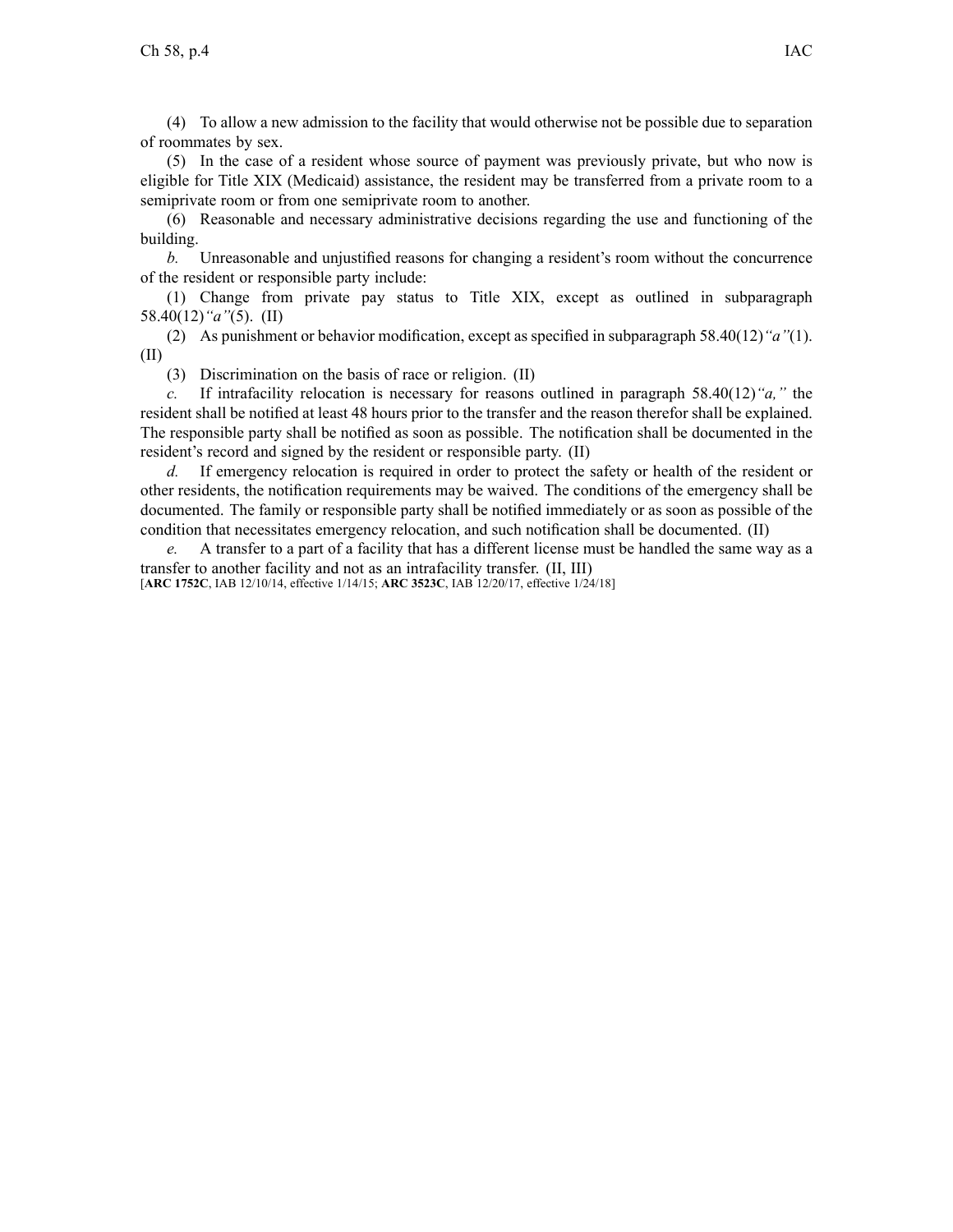(4) To allow a new admission to the facility that would otherwise not be possible due to separation of roommates by sex.

(5) In the case of a resident whose source of payment was previously private, but who now is eligible for Title XIX (Medicaid) assistance, the resident may be transferred from a private room to a semiprivate room or from one semiprivate room to another.

(6) Reasonable and necessary administrative decisions regarding the use and functioning of the building.

*b.* Unreasonable and unjustified reasons for changing a resident's room without the concurrence of the resident or responsible party include:

(1) Change from private pay status to Title XIX, except as outlined in subparagraph 58.40(12)*"a"*(5). (II)

(2) As punishment or behavior modification, except as specified in subparagraph 58.40(12)*"a"*(1). (II)

(3) Discrimination on the basis of race or religion. (II)

*c.* If intrafacility relocation is necessary for reasons outlined in paragraph 58.40(12)*"a,"* the resident shall be notified at least 48 hours prior to the transfer and the reason therefor shall be explained. The responsible party shall be notified as soon as possible. The notification shall be documented in the resident's record and signed by the resident or responsible party. (II)

*d.* If emergency relocation is required in order to protect the safety or health of the resident or other residents, the notification requirements may be waived. The conditions of the emergency shall be documented. The family or responsible party shall be notified immediately or as soon as possible of the condition that necessitates emergency relocation, and such notification shall be documented. (II)

*e.* A transfer to a part of a facility that has a different license must be handled the same way as a transfer to another facility and not as an intrafacility transfer. (II, III)

[**ARC 1752C**, IAB 12/10/14, effective 1/14/15; **ARC 3523C**, IAB 12/20/17, effective 1/24/18]